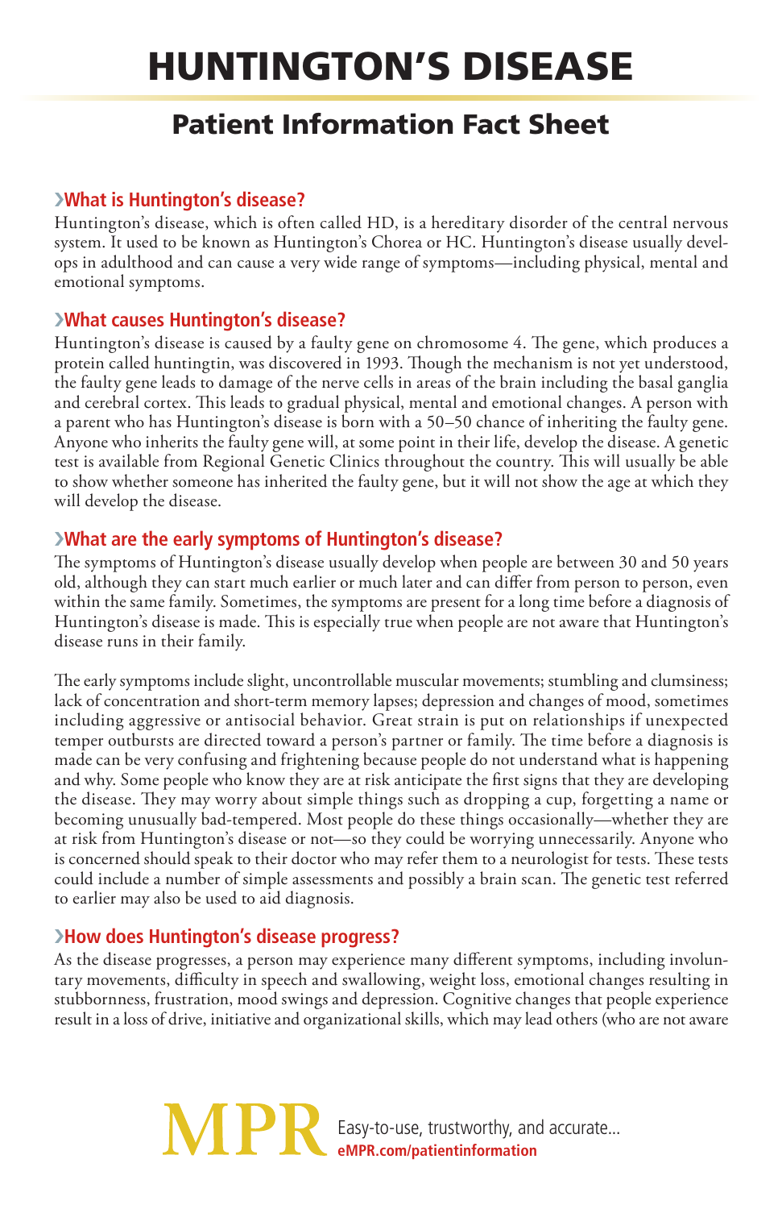# HUNTINGTON'S DISEASE

## Patient Information Fact Sheet

### ›What is Huntington's disease?

Huntington's disease, which is often called HD, is a hereditary disorder of the central nervous system. It used to be known as Huntington's Chorea or HC. Huntington's disease usually develops in adulthood and can cause a very wide range of symptoms—including physical, mental and emotional symptoms.

### ›What causes Huntington's disease?

Huntington's disease is caused by a faulty gene on chromosome 4. The gene, which produces a protein called huntingtin, was discovered in 1993. Though the mechanism is not yet understood, the faulty gene leads to damage of the nerve cells in areas of the brain including the basal ganglia and cerebral cortex. This leads to gradual physical, mental and emotional changes. A person with a parent who has Huntington's disease is born with a 50–50 chance of inheriting the faulty gene. Anyone who inherits the faulty gene will, at some point in their life, develop the disease. A genetic test is available from Regional Genetic Clinics throughout the country. This will usually be able to show whether someone has inherited the faulty gene, but it will not show the age at which they will develop the disease.

### ›What are the early symptoms of Huntington's disease?

The symptoms of Huntington's disease usually develop when people are between 30 and 50 years old, although they can start much earlier or much later and can differ from person to person, even within the same family. Sometimes, the symptoms are present for a long time before a diagnosis of Huntington's disease is made. This is especially true when people are not aware that Huntington's disease runs in their family.

The early symptoms include slight, uncontrollable muscular movements; stumbling and clumsiness; lack of concentration and short-term memory lapses; depression and changes of mood, sometimes including aggressive or antisocial behavior. Great strain is put on relationships if unexpected temper outbursts are directed toward a person's partner or family. The time before a diagnosis is made can be very confusing and frightening because people do not understand what is happening and why. Some people who know they are at risk anticipate the first signs that they are developing the disease. They may worry about simple things such as dropping a cup, forgetting a name or becoming unusually bad-tempered. Most people do these things occasionally—whether they are at risk from Huntington's disease or not—so they could be worrying unnecessarily. Anyone who is concerned should speak to their doctor who may refer them to a neurologist for tests. These tests could include a number of simple assessments and possibly a brain scan. The genetic test referred to earlier may also be used to aid diagnosis.

### ›How does Huntington's disease progress?

As the disease progresses, a person may experience many different symptoms, including involuntary movements, difficulty in speech and swallowing, weight loss, emotional changes resulting in stubbornness, frustration, mood swings and depression. Cognitive changes that people experience result in a loss of drive, initiative and organizational skills, which may lead others (who are not aware

MPR Easy-to-use, trustworthy, and accurate... eMPR.com/patientinformation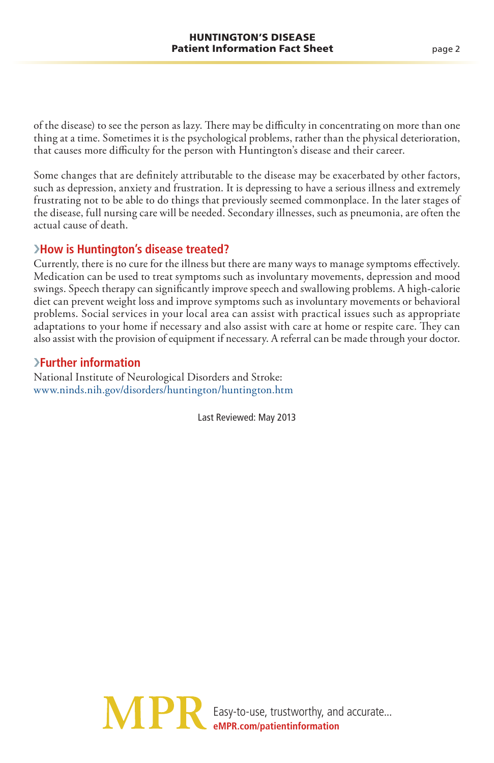of the disease) to see the person as lazy. There may be difficulty in concentrating on more than one thing at a time. Sometimes it is the psychological problems, rather than the physical deterioration, that causes more difficulty for the person with Huntington's disease and their career.

Some changes that are definitely attributable to the disease may be exacerbated by other factors, such as depression, anxiety and frustration. It is depressing to have a serious illness and extremely frustrating not to be able to do things that previously seemed commonplace. In the later stages of the disease, full nursing care will be needed. Secondary illnesses, such as pneumonia, are often the actual cause of death.

## How is Huntington's disease treated?

Currently, there is no cure for the illness but there are many ways to manage symptoms effectively. Medication can be used to treat symptoms such as involuntary movements, depression and mood swings. Speech therapy can significantly improve speech and swallowing problems. A high-calorie diet can prevent weight loss and improve symptoms such as involuntary movements or behavioral problems. Social services in your local area can assist with practical issues such as appropriate adaptations to your home if necessary and also assist with care at home or respite care. They can also assist with the provision of equipment if necessary. A referral can be made through your doctor.

## Further information

National Institute of Neurological Disorders and Stroke:
www.ninds.nih.gov/disorders/huntington/huntington.htm

Last Reviewed: May 2013

MPR Easy-to-use, trustworthy, and accurate...
eMPR.com/patientinformation